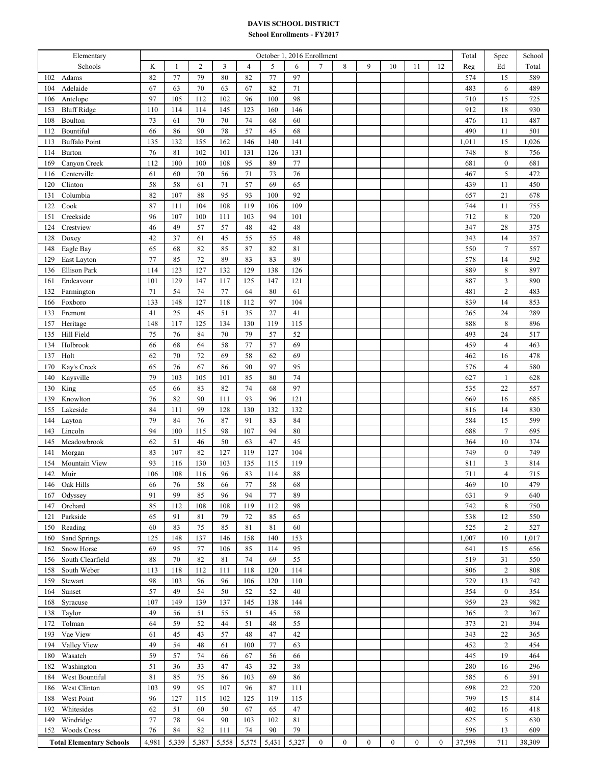# DAVIS SCHOOL DISTRICT

## School Enrollments - FY2017

| Elementary Schools | October 1, 2016 Enrollment | | | | | | | | | | | | | Total | Spec | School |
|---|---|---|---|---|---|---|---|---|---|---|---|---|---|---|---|---|
| | K | 1 | 2 | 3 | 4 | 5 | 6 | 7 | 8 | 9 | 10 | 11 | 12 | Reg | Ed | Total |
| 102 Adams | 82 | 77 | 79 | 80 | 82 | 77 | 97 | | | | | | | 574 | 15 | 589 |
| 104 Adelaide | 67 | 63 | 70 | 63 | 67 | 82 | 71 | | | | | | | 483 | 6 | 489 |
| 106 Antelope | 97 | 105 | 112 | 102 | 96 | 100 | 98 | | | | | | | 710 | 15 | 725 |
| 153 Bluff Ridge | 110 | 114 | 114 | 145 | 123 | 160 | 146 | | | | | | | 912 | 18 | 930 |
| 108 Boulton | 73 | 61 | 70 | 70 | 74 | 68 | 60 | | | | | | | 476 | 11 | 487 |
| 112 Bountiful | 66 | 86 | 90 | 78 | 57 | 45 | 68 | | | | | | | 490 | 11 | 501 |
| 113 Buffalo Point | 135 | 132 | 155 | 162 | 146 | 140 | 141 | | | | | | | 1,011 | 15 | 1,026 |
| 114 Burton | 76 | 81 | 102 | 101 | 131 | 126 | 131 | | | | | | | 748 | 8 | 756 |
| 169 Canyon Creek | 112 | 100 | 100 | 108 | 95 | 89 | 77 | | | | | | | 681 | 0 | 681 |
| 116 Centerville | 61 | 60 | 70 | 56 | 71 | 73 | 76 | | | | | | | 467 | 5 | 472 |
| 120 Clinton | 58 | 58 | 61 | 71 | 57 | 69 | 65 | | | | | | | 439 | 11 | 450 |
| 131 Columbia | 82 | 107 | 88 | 95 | 93 | 100 | 92 | | | | | | | 657 | 21 | 678 |
| 122 Cook | 87 | 111 | 104 | 108 | 119 | 106 | 109 | | | | | | | 744 | 11 | 755 |
| 151 Creekside | 96 | 107 | 100 | 111 | 103 | 94 | 101 | | | | | | | 712 | 8 | 720 |
| 124 Crestview | 46 | 49 | 57 | 57 | 48 | 42 | 48 | | | | | | | 347 | 28 | 375 |
| 128 Doxey | 42 | 37 | 61 | 45 | 55 | 55 | 48 | | | | | | | 343 | 14 | 357 |
| 148 Eagle Bay | 65 | 68 | 82 | 85 | 87 | 82 | 81 | | | | | | | 550 | 7 | 557 |
| 129 East Layton | 77 | 85 | 72 | 89 | 83 | 83 | 89 | | | | | | | 578 | 14 | 592 |
| 136 Ellison Park | 114 | 123 | 127 | 132 | 129 | 138 | 126 | | | | | | | 889 | 8 | 897 |
| 161 Endeavour | 101 | 129 | 147 | 117 | 125 | 147 | 121 | | | | | | | 887 | 3 | 890 |
| 132 Farmington | 71 | 54 | 74 | 77 | 64 | 80 | 61 | | | | | | | 481 | 2 | 483 |
| 166 Foxboro | 133 | 148 | 127 | 118 | 112 | 97 | 104 | | | | | | | 839 | 14 | 853 |
| 133 Fremont | 41 | 25 | 45 | 51 | 35 | 27 | 41 | | | | | | | 265 | 24 | 289 |
| 157 Heritage | 148 | 117 | 125 | 134 | 130 | 119 | 115 | | | | | | | 888 | 8 | 896 |
| 135 Hill Field | 75 | 76 | 84 | 70 | 79 | 57 | 52 | | | | | | | 493 | 24 | 517 |
| 134 Holbrook | 66 | 68 | 64 | 58 | 77 | 57 | 69 | | | | | | | 459 | 4 | 463 |
| 137 Holt | 62 | 70 | 72 | 69 | 58 | 62 | 69 | | | | | | | 462 | 16 | 478 |
| 170 Kay's Creek | 65 | 76 | 67 | 86 | 90 | 97 | 95 | | | | | | | 576 | 4 | 580 |
| 140 Kaysville | 79 | 103 | 105 | 101 | 85 | 80 | 74 | | | | | | | 627 | 1 | 628 |
| 130 King | 65 | 66 | 83 | 82 | 74 | 68 | 97 | | | | | | | 535 | 22 | 557 |
| 139 Knowlton | 76 | 82 | 90 | 111 | 93 | 96 | 121 | | | | | | | 669 | 16 | 685 |
| 155 Lakeside | 84 | 111 | 99 | 128 | 130 | 132 | 132 | | | | | | | 816 | 14 | 830 |
| 144 Layton | 79 | 84 | 76 | 87 | 91 | 83 | 84 | | | | | | | 584 | 15 | 599 |
| 143 Lincoln | 94 | 100 | 115 | 98 | 107 | 94 | 80 | | | | | | | 688 | 7 | 695 |
| 145 Meadowbrook | 62 | 51 | 46 | 50 | 63 | 47 | 45 | | | | | | | 364 | 10 | 374 |
| 141 Morgan | 83 | 107 | 82 | 127 | 119 | 127 | 104 | | | | | | | 749 | 0 | 749 |
| 154 Mountain View | 93 | 116 | 130 | 103 | 135 | 115 | 119 | | | | | | | 811 | 3 | 814 |
| 142 Muir | 106 | 108 | 116 | 96 | 83 | 114 | 88 | | | | | | | 711 | 4 | 715 |
| 146 Oak Hills | 66 | 76 | 58 | 66 | 77 | 58 | 68 | | | | | | | 469 | 10 | 479 |
| 167 Odyssey | 91 | 99 | 85 | 96 | 94 | 77 | 89 | | | | | | | 631 | 9 | 640 |
| 147 Orchard | 85 | 112 | 108 | 108 | 119 | 112 | 98 | | | | | | | 742 | 8 | 750 |
| 121 Parkside | 65 | 91 | 81 | 79 | 72 | 85 | 65 | | | | | | | 538 | 12 | 550 |
| 150 Reading | 60 | 83 | 75 | 85 | 81 | 81 | 60 | | | | | | | 525 | 2 | 527 |
| 160 Sand Springs | 125 | 148 | 137 | 146 | 158 | 140 | 153 | | | | | | | 1,007 | 10 | 1,017 |
| 162 Snow Horse | 69 | 95 | 77 | 106 | 85 | 114 | 95 | | | | | | | 641 | 15 | 656 |
| 156 South Clearfield | 88 | 70 | 82 | 81 | 74 | 69 | 55 | | | | | | | 519 | 31 | 550 |
| 158 South Weber | 113 | 118 | 112 | 111 | 118 | 120 | 114 | | | | | | | 806 | 2 | 808 |
| 159 Stewart | 98 | 103 | 96 | 96 | 106 | 120 | 110 | | | | | | | 729 | 13 | 742 |
| 164 Sunset | 57 | 49 | 54 | 50 | 52 | 52 | 40 | | | | | | | 354 | 0 | 354 |
| 168 Syracuse | 107 | 149 | 139 | 137 | 145 | 138 | 144 | | | | | | | 959 | 23 | 982 |
| 138 Taylor | 49 | 56 | 51 | 55 | 51 | 45 | 58 | | | | | | | 365 | 2 | 367 |
| 172 Tolman | 64 | 59 | 52 | 44 | 51 | 48 | 55 | | | | | | | 373 | 21 | 394 |
| 193 Vae View | 61 | 45 | 43 | 57 | 48 | 47 | 42 | | | | | | | 343 | 22 | 365 |
| 194 Valley View | 49 | 54 | 48 | 61 | 100 | 77 | 63 | | | | | | | 452 | 2 | 454 |
| 180 Wasatch | 59 | 57 | 74 | 66 | 67 | 56 | 66 | | | | | | | 445 | 19 | 464 |
| 182 Washington | 51 | 36 | 33 | 47 | 43 | 32 | 38 | | | | | | | 280 | 16 | 296 |
| 184 West Bountiful | 81 | 85 | 75 | 86 | 103 | 69 | 86 | | | | | | | 585 | 6 | 591 |
| 186 West Clinton | 103 | 99 | 95 | 107 | 96 | 87 | 111 | | | | | | | 698 | 22 | 720 |
| 188 West Point | 96 | 127 | 115 | 102 | 125 | 119 | 115 | | | | | | | 799 | 15 | 814 |
| 192 Whitesides | 62 | 51 | 60 | 50 | 67 | 65 | 47 | | | | | | | 402 | 16 | 418 |
| 149 Windridge | 77 | 78 | 94 | 90 | 103 | 102 | 81 | | | | | | | 625 | 5 | 630 |
| 152 Woods Cross | 76 | 84 | 82 | 111 | 74 | 90 | 79 | | | | | | | 596 | 13 | 609 |
| **Total Elementary Schools** | 4,981 | 5,339 | 5,387 | 5,558 | 5,575 | 5,431 | 5,327 | 0 | 0 | 0 | 0 | 0 | 0 | 37,598 | 711 | 38,309 |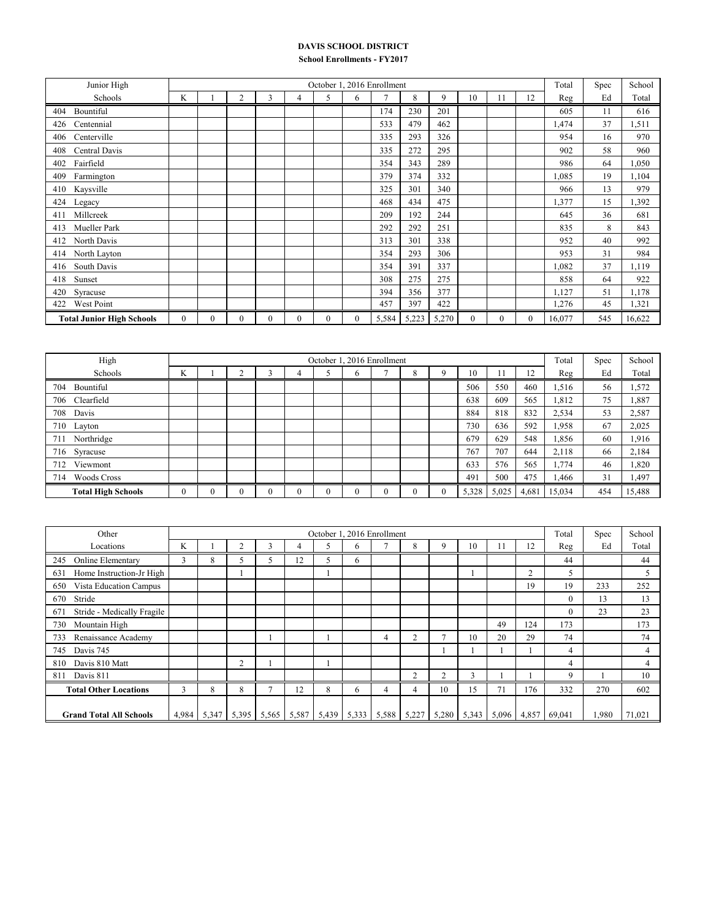**DAVIS SCHOOL DISTRICT**

**School Enrollments - FY2017**

| Junior High Schools | October 1, 2016 Enrollment K | 1 | 2 | 3 | 4 | 5 | 6 | 7 | 8 | 9 | 10 | 11 | 12 | Total Reg | Spec Ed | School Total |
|---|---|---|---|---|---|---|---|---|---|---|---|---|---|---|---|---|
| 404 Bountiful | | | | | | | | 174 | 230 | 201 | | | | 605 | 11 | 616 |
| 426 Centennial | | | | | | | | 533 | 479 | 462 | | | | 1,474 | 37 | 1,511 |
| 406 Centerville | | | | | | | | 335 | 293 | 326 | | | | 954 | 16 | 970 |
| 408 Central Davis | | | | | | | | 335 | 272 | 295 | | | | 902 | 58 | 960 |
| 402 Fairfield | | | | | | | | 354 | 343 | 289 | | | | 986 | 64 | 1,050 |
| 409 Farmington | | | | | | | | 379 | 374 | 332 | | | | 1,085 | 19 | 1,104 |
| 410 Kaysville | | | | | | | | 325 | 301 | 340 | | | | 966 | 13 | 979 |
| 424 Legacy | | | | | | | | 468 | 434 | 475 | | | | 1,377 | 15 | 1,392 |
| 411 Millcreek | | | | | | | | 209 | 192 | 244 | | | | 645 | 36 | 681 |
| 413 Mueller Park | | | | | | | | 292 | 292 | 251 | | | | 835 | 8 | 843 |
| 412 North Davis | | | | | | | | 313 | 301 | 338 | | | | 952 | 40 | 992 |
| 414 North Layton | | | | | | | | 354 | 293 | 306 | | | | 953 | 31 | 984 |
| 416 South Davis | | | | | | | | 354 | 391 | 337 | | | | 1,082 | 37 | 1,119 |
| 418 Sunset | | | | | | | | 308 | 275 | 275 | | | | 858 | 64 | 922 |
| 420 Syracuse | | | | | | | | 394 | 356 | 377 | | | | 1,127 | 51 | 1,178 |
| 422 West Point | | | | | | | | 457 | 397 | 422 | | | | 1,276 | 45 | 1,321 |
| **Total Junior High Schools** | 0 | 0 | 0 | 0 | 0 | 0 | 0 | 5,584 | 5,223 | 5,270 | 0 | 0 | 0 | 16,077 | 545 | 16,622 |

| High Schools | October 1, 2016 Enrollment K | 1 | 2 | 3 | 4 | 5 | 6 | 7 | 8 | 9 | 10 | 11 | 12 | Total Reg | Spec Ed | School Total |
|---|---|---|---|---|---|---|---|---|---|---|---|---|---|---|---|---|
| 704 Bountiful | | | | | | | | | | | 506 | 550 | 460 | 1,516 | 56 | 1,572 |
| 706 Clearfield | | | | | | | | | | | 638 | 609 | 565 | 1,812 | 75 | 1,887 |
| 708 Davis | | | | | | | | | | | 884 | 818 | 832 | 2,534 | 53 | 2,587 |
| 710 Layton | | | | | | | | | | | 730 | 636 | 592 | 1,958 | 67 | 2,025 |
| 711 Northridge | | | | | | | | | | | 679 | 629 | 548 | 1,856 | 60 | 1,916 |
| 716 Syracuse | | | | | | | | | | | 767 | 707 | 644 | 2,118 | 66 | 2,184 |
| 712 Viewmont | | | | | | | | | | | 633 | 576 | 565 | 1,774 | 46 | 1,820 |
| 714 Woods Cross | | | | | | | | | | | 491 | 500 | 475 | 1,466 | 31 | 1,497 |
| **Total High Schools** | 0 | 0 | 0 | 0 | 0 | 0 | 0 | 0 | 0 | 0 | 5,328 | 5,025 | 4,681 | 15,034 | 454 | 15,488 |

| Other Locations | October 1, 2016 Enrollment K | 1 | 2 | 3 | 4 | 5 | 6 | 7 | 8 | 9 | 10 | 11 | 12 | Total Reg | Spec Ed | School Total |
|---|---|---|---|---|---|---|---|---|---|---|---|---|---|---|---|---|
| 245 Online Elementary | 3 | 8 | 5 | 5 | 12 | 5 | 6 | | | | | | | 44 | | 44 |
| 631 Home Instruction-Jr High | | | 1 | | | 1 | | | | | 1 | | 2 | 5 | | 5 |
| 650 Vista Education Campus | | | | | | | | | | | | | 19 | 19 | 233 | 252 |
| 670 Stride | | | | | | | | | | | | | | 0 | 13 | 13 |
| 671 Stride - Medically Fragile | | | | | | | | | | | | | | 0 | 23 | 23 |
| 730 Mountain High | | | | | | | | | | | | 49 | 124 | 173 | | 173 |
| 733 Renaissance Academy | | | | 1 | | 1 | | 4 | 2 | 7 | 10 | 20 | 29 | 74 | | 74 |
| 745 Davis 745 | | | | | | | | | | 1 | 1 | 1 | 1 | 4 | | 4 |
| 810 Davis 810 Matt | | | 2 | 1 | | 1 | | | | | | | | 4 | | 4 |
| 811 Davis 811 | | | | | | | | | 2 | 2 | 3 | 1 | 1 | 9 | 1 | 10 |
| **Total Other Locations** | 3 | 8 | 8 | 7 | 12 | 8 | 6 | 4 | 4 | 10 | 15 | 71 | 176 | 332 | 270 | 602 |
| **Grand Total All Schools** | 4,984 | 5,347 | 5,395 | 5,565 | 5,587 | 5,439 | 5,333 | 5,588 | 5,227 | 5,280 | 5,343 | 5,096 | 4,857 | 69,041 | 1,980 | 71,021 |